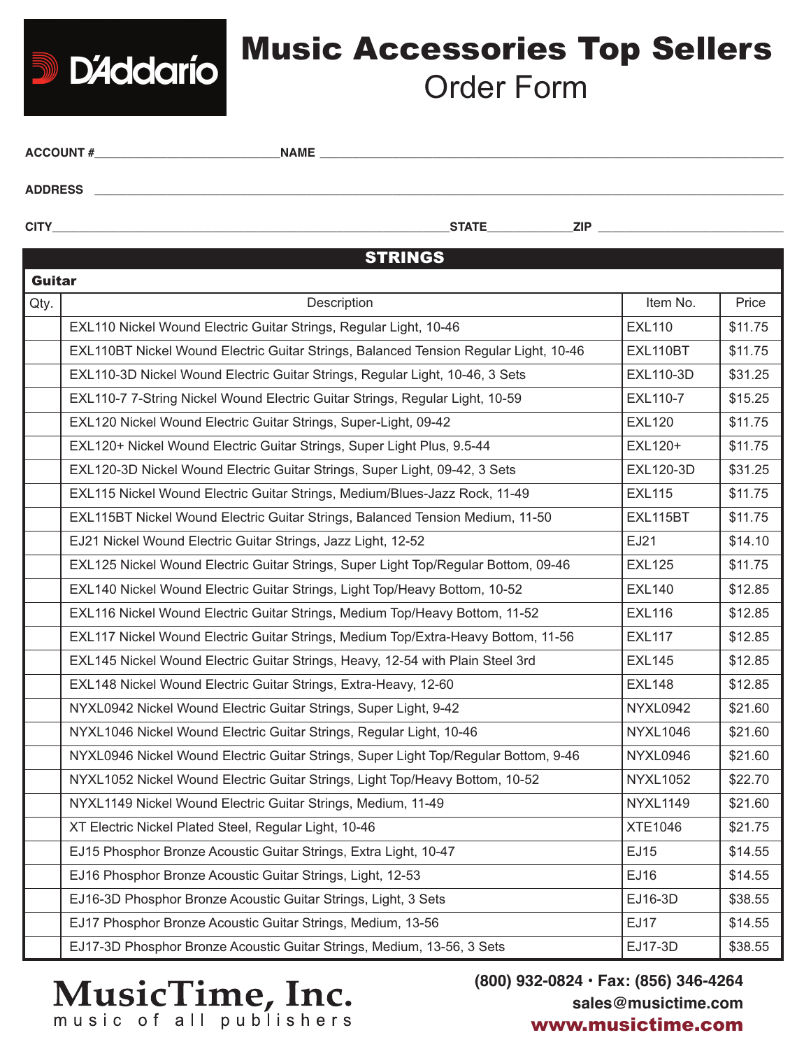D'Addario

# Music Accessories Top Sellers

## Order Form

ACCOUNT #\_\_\_\_\_\_\_\_\_\_\_\_\_\_\_\_\_\_\_\_ NAME \_\_\_\_\_\_\_\_\_\_\_\_\_\_\_\_\_\_\_\_\_\_\_\_\_\_\_\_\_\_\_\_\_\_\_\_\_\_\_\_

ADDRESS \_\_\_\_\_\_\_\_\_\_\_\_\_\_\_\_\_\_\_\_\_\_\_\_\_\_\_\_\_\_\_\_\_\_\_\_\_\_\_\_\_\_\_\_\_\_\_\_\_\_\_\_\_\_\_\_\_\_\_\_

CITY\_\_\_\_\_\_\_\_\_\_\_\_\_\_\_\_\_\_\_\_\_\_\_\_\_\_\_\_\_\_\_\_\_\_\_\_\_\_\_\_ STATE\_\_\_\_\_\_\_\_\_\_ ZIP \_\_\_\_\_\_\_\_\_\_\_\_\_\_\_\_\_\_\_\_

## STRINGS

### Guitar

| Qty. | Description | Item No. | Price |
|---|---|---|---|
| | EXL110 Nickel Wound Electric Guitar Strings, Regular Light, 10-46 | EXL110 | $11.75 |
| | EXL110BT Nickel Wound Electric Guitar Strings, Balanced Tension Regular Light, 10-46 | EXL110BT | $11.75 |
| | EXL110-3D Nickel Wound Electric Guitar Strings, Regular Light, 10-46, 3 Sets | EXL110-3D | $31.25 |
| | EXL110-7 7-String Nickel Wound Electric Guitar Strings, Regular Light, 10-59 | EXL110-7 | $15.25 |
| | EXL120 Nickel Wound Electric Guitar Strings, Super-Light, 09-42 | EXL120 | $11.75 |
| | EXL120+ Nickel Wound Electric Guitar Strings, Super Light Plus, 9.5-44 | EXL120+ | $11.75 |
| | EXL120-3D Nickel Wound Electric Guitar Strings, Super Light, 09-42, 3 Sets | EXL120-3D | $31.25 |
| | EXL115 Nickel Wound Electric Guitar Strings, Medium/Blues-Jazz Rock, 11-49 | EXL115 | $11.75 |
| | EXL115BT Nickel Wound Electric Guitar Strings, Balanced Tension Medium, 11-50 | EXL115BT | $11.75 |
| | EJ21 Nickel Wound Electric Guitar Strings, Jazz Light, 12-52 | EJ21 | $14.10 |
| | EXL125 Nickel Wound Electric Guitar Strings, Super Light Top/Regular Bottom, 09-46 | EXL125 | $11.75 |
| | EXL140 Nickel Wound Electric Guitar Strings, Light Top/Heavy Bottom, 10-52 | EXL140 | $12.85 |
| | EXL116 Nickel Wound Electric Guitar Strings, Medium Top/Heavy Bottom, 11-52 | EXL116 | $12.85 |
| | EXL117 Nickel Wound Electric Guitar Strings, Medium Top/Extra-Heavy Bottom, 11-56 | EXL117 | $12.85 |
| | EXL145 Nickel Wound Electric Guitar Strings, Heavy, 12-54 with Plain Steel 3rd | EXL145 | $12.85 |
| | EXL148 Nickel Wound Electric Guitar Strings, Extra-Heavy, 12-60 | EXL148 | $12.85 |
| | NYXL0942 Nickel Wound Electric Guitar Strings, Super Light, 9-42 | NYXL0942 | $21.60 |
| | NYXL1046 Nickel Wound Electric Guitar Strings, Regular Light, 10-46 | NYXL1046 | $21.60 |
| | NYXL0946 Nickel Wound Electric Guitar Strings, Super Light Top/Regular Bottom, 9-46 | NYXL0946 | $21.60 |
| | NYXL1052 Nickel Wound Electric Guitar Strings, Light Top/Heavy Bottom, 10-52 | NYXL1052 | $22.70 |
| | NYXL1149 Nickel Wound Electric Guitar Strings, Medium, 11-49 | NYXL1149 | $21.60 |
| | XT Electric Nickel Plated Steel, Regular Light, 10-46 | XTE1046 | $21.75 |
| | EJ15 Phosphor Bronze Acoustic Guitar Strings, Extra Light, 10-47 | EJ15 | $14.55 |
| | EJ16 Phosphor Bronze Acoustic Guitar Strings, Light, 12-53 | EJ16 | $14.55 |
| | EJ16-3D Phosphor Bronze Acoustic Guitar Strings, Light, 3 Sets | EJ16-3D | $38.55 |
| | EJ17 Phosphor Bronze Acoustic Guitar Strings, Medium, 13-56 | EJ17 | $14.55 |
| | EJ17-3D Phosphor Bronze Acoustic Guitar Strings, Medium, 13-56, 3 Sets | EJ17-3D | $38.55 |

**MusicTime, Inc.**
music of all publishers

(800) 932-0824 · Fax: (856) 346-4264
sales@musictime.com
www.musictime.com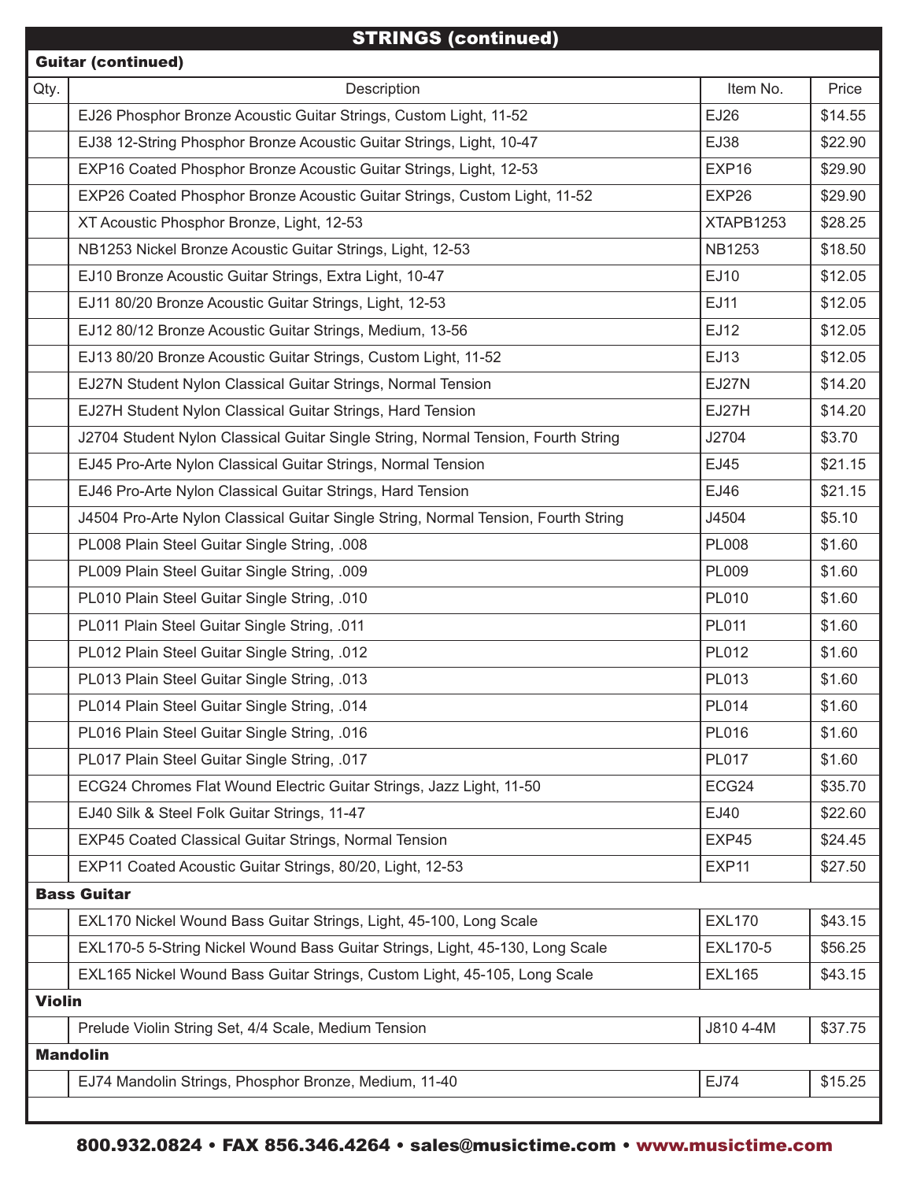## STRINGS (continued)

### Guitar (continued)

| Qty. | Description | Item No. | Price |
|---|---|---|---|
| | EJ26 Phosphor Bronze Acoustic Guitar Strings, Custom Light, 11-52 | EJ26 | $14.55 |
| | EJ38 12-String Phosphor Bronze Acoustic Guitar Strings, Light, 10-47 | EJ38 | $22.90 |
| | EXP16 Coated Phosphor Bronze Acoustic Guitar Strings, Light, 12-53 | EXP16 | $29.90 |
| | EXP26 Coated Phosphor Bronze Acoustic Guitar Strings, Custom Light, 11-52 | EXP26 | $29.90 |
| | XT Acoustic Phosphor Bronze, Light, 12-53 | XTAPB1253 | $28.25 |
| | NB1253 Nickel Bronze Acoustic Guitar Strings, Light, 12-53 | NB1253 | $18.50 |
| | EJ10 Bronze Acoustic Guitar Strings, Extra Light, 10-47 | EJ10 | $12.05 |
| | EJ11 80/20 Bronze Acoustic Guitar Strings, Light, 12-53 | EJ11 | $12.05 |
| | EJ12 80/12 Bronze Acoustic Guitar Strings, Medium, 13-56 | EJ12 | $12.05 |
| | EJ13 80/20 Bronze Acoustic Guitar Strings, Custom Light, 11-52 | EJ13 | $12.05 |
| | EJ27N Student Nylon Classical Guitar Strings, Normal Tension | EJ27N | $14.20 |
| | EJ27H Student Nylon Classical Guitar Strings, Hard Tension | EJ27H | $14.20 |
| | J2704 Student Nylon Classical Guitar Single String, Normal Tension, Fourth String | J2704 | $3.70 |
| | EJ45 Pro-Arte Nylon Classical Guitar Strings, Normal Tension | EJ45 | $21.15 |
| | EJ46 Pro-Arte Nylon Classical Guitar Strings, Hard Tension | EJ46 | $21.15 |
| | J4504 Pro-Arte Nylon Classical Guitar Single String, Normal Tension, Fourth String | J4504 | $5.10 |
| | PL008 Plain Steel Guitar Single String, .008 | PL008 | $1.60 |
| | PL009 Plain Steel Guitar Single String, .009 | PL009 | $1.60 |
| | PL010 Plain Steel Guitar Single String, .010 | PL010 | $1.60 |
| | PL011 Plain Steel Guitar Single String, .011 | PL011 | $1.60 |
| | PL012 Plain Steel Guitar Single String, .012 | PL012 | $1.60 |
| | PL013 Plain Steel Guitar Single String, .013 | PL013 | $1.60 |
| | PL014 Plain Steel Guitar Single String, .014 | PL014 | $1.60 |
| | PL016 Plain Steel Guitar Single String, .016 | PL016 | $1.60 |
| | PL017 Plain Steel Guitar Single String, .017 | PL017 | $1.60 |
| | ECG24 Chromes Flat Wound Electric Guitar Strings, Jazz Light, 11-50 | ECG24 | $35.70 |
| | EJ40 Silk & Steel Folk Guitar Strings, 11-47 | EJ40 | $22.60 |
| | EXP45 Coated Classical Guitar Strings, Normal Tension | EXP45 | $24.45 |
| | EXP11 Coated Acoustic Guitar Strings, 80/20, Light, 12-53 | EXP11 | $27.50 |

### Bass Guitar

| Qty. | Description | Item No. | Price |
|---|---|---|---|
| | EXL170 Nickel Wound Bass Guitar Strings, Light, 45-100, Long Scale | EXL170 | $43.15 |
| | EXL170-5 5-String Nickel Wound Bass Guitar Strings, Light, 45-130, Long Scale | EXL170-5 | $56.25 |
| | EXL165 Nickel Wound Bass Guitar Strings, Custom Light, 45-105, Long Scale | EXL165 | $43.15 |

### Violin

| Qty. | Description | Item No. | Price |
|---|---|---|---|
| | Prelude Violin String Set, 4/4 Scale, Medium Tension | J810 4-4M | $37.75 |

### Mandolin

| Qty. | Description | Item No. | Price |
|---|---|---|---|
| | EJ74 Mandolin Strings, Phosphor Bronze, Medium, 11-40 | EJ74 | $15.25 |

**800.932.0824 • FAX 856.346.4264 • sales@musictime.com • www.musictime.com**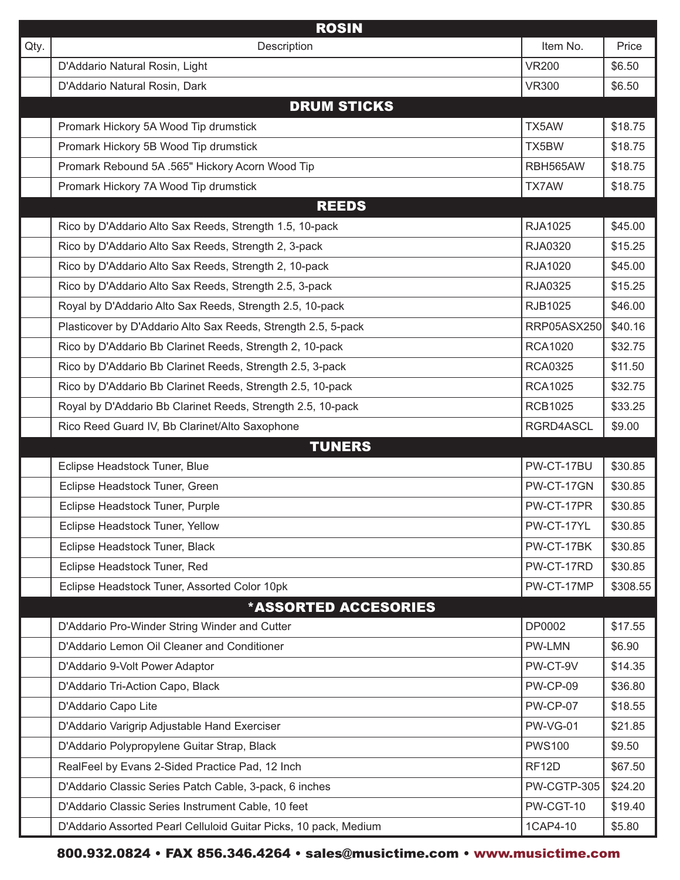## ROSIN

| Qty. | Description | Item No. | Price |
|---|---|---|---|
| | D'Addario Natural Rosin, Light | VR200 | $6.50 |
| | D'Addario Natural Rosin, Dark | VR300 | $6.50 |

## DRUM STICKS

| Qty. | Description | Item No. | Price |
|---|---|---|---|
| | Promark Hickory 5A Wood Tip drumstick | TX5AW | $18.75 |
| | Promark Hickory 5B Wood Tip drumstick | TX5BW | $18.75 |
| | Promark Rebound 5A .565" Hickory Acorn Wood Tip | RBH565AW | $18.75 |
| | Promark Hickory 7A Wood Tip drumstick | TX7AW | $18.75 |

## REEDS

| Qty. | Description | Item No. | Price |
|---|---|---|---|
| | Rico by D'Addario Alto Sax Reeds, Strength 1.5, 10-pack | RJA1025 | $45.00 |
| | Rico by D'Addario Alto Sax Reeds, Strength 2, 3-pack | RJA0320 | $15.25 |
| | Rico by D'Addario Alto Sax Reeds, Strength 2, 10-pack | RJA1020 | $45.00 |
| | Rico by D'Addario Alto Sax Reeds, Strength 2.5, 3-pack | RJA0325 | $15.25 |
| | Royal by D'Addario Alto Sax Reeds, Strength 2.5, 10-pack | RJB1025 | $46.00 |
| | Plasticover by D'Addario Alto Sax Reeds, Strength 2.5, 5-pack | RRP05ASX250 | $40.16 |
| | Rico by D'Addario Bb Clarinet Reeds, Strength 2, 10-pack | RCA1020 | $32.75 |
| | Rico by D'Addario Bb Clarinet Reeds, Strength 2.5, 3-pack | RCA0325 | $11.50 |
| | Rico by D'Addario Bb Clarinet Reeds, Strength 2.5, 10-pack | RCA1025 | $32.75 |
| | Royal by D'Addario Bb Clarinet Reeds, Strength 2.5, 10-pack | RCB1025 | $33.25 |
| | Rico Reed Guard IV, Bb Clarinet/Alto Saxophone | RGRD4ASCL | $9.00 |

## TUNERS

| Qty. | Description | Item No. | Price |
|---|---|---|---|
| | Eclipse Headstock Tuner, Blue | PW-CT-17BU | $30.85 |
| | Eclipse Headstock Tuner, Green | PW-CT-17GN | $30.85 |
| | Eclipse Headstock Tuner, Purple | PW-CT-17PR | $30.85 |
| | Eclipse Headstock Tuner, Yellow | PW-CT-17YL | $30.85 |
| | Eclipse Headstock Tuner, Black | PW-CT-17BK | $30.85 |
| | Eclipse Headstock Tuner, Red | PW-CT-17RD | $30.85 |
| | Eclipse Headstock Tuner, Assorted Color 10pk | PW-CT-17MP | $308.55 |

## *ASSORTED ACCESORIES

| Qty. | Description | Item No. | Price |
|---|---|---|---|
| | D'Addario Pro-Winder String Winder and Cutter | DP0002 | $17.55 |
| | D'Addario Lemon Oil Cleaner and Conditioner | PW-LMN | $6.90 |
| | D'Addario 9-Volt Power Adaptor | PW-CT-9V | $14.35 |
| | D'Addario Tri-Action Capo, Black | PW-CP-09 | $36.80 |
| | D'Addario Capo Lite | PW-CP-07 | $18.55 |
| | D'Addario Varigrip Adjustable Hand Exerciser | PW-VG-01 | $21.85 |
| | D'Addario Polypropylene Guitar Strap, Black | PWS100 | $9.50 |
| | RealFeel by Evans 2-Sided Practice Pad, 12 Inch | RF12D | $67.50 |
| | D'Addario Classic Series Patch Cable, 3-pack, 6 inches | PW-CGTP-305 | $24.20 |
| | D'Addario Classic Series Instrument Cable, 10 feet | PW-CGT-10 | $19.40 |
| | D'Addario Assorted Pearl Celluloid Guitar Picks, 10 pack, Medium | 1CAP4-10 | $5.80 |

**800.932.0824 • FAX 856.346.4264 • sales@musictime.com • www.musictime.com**